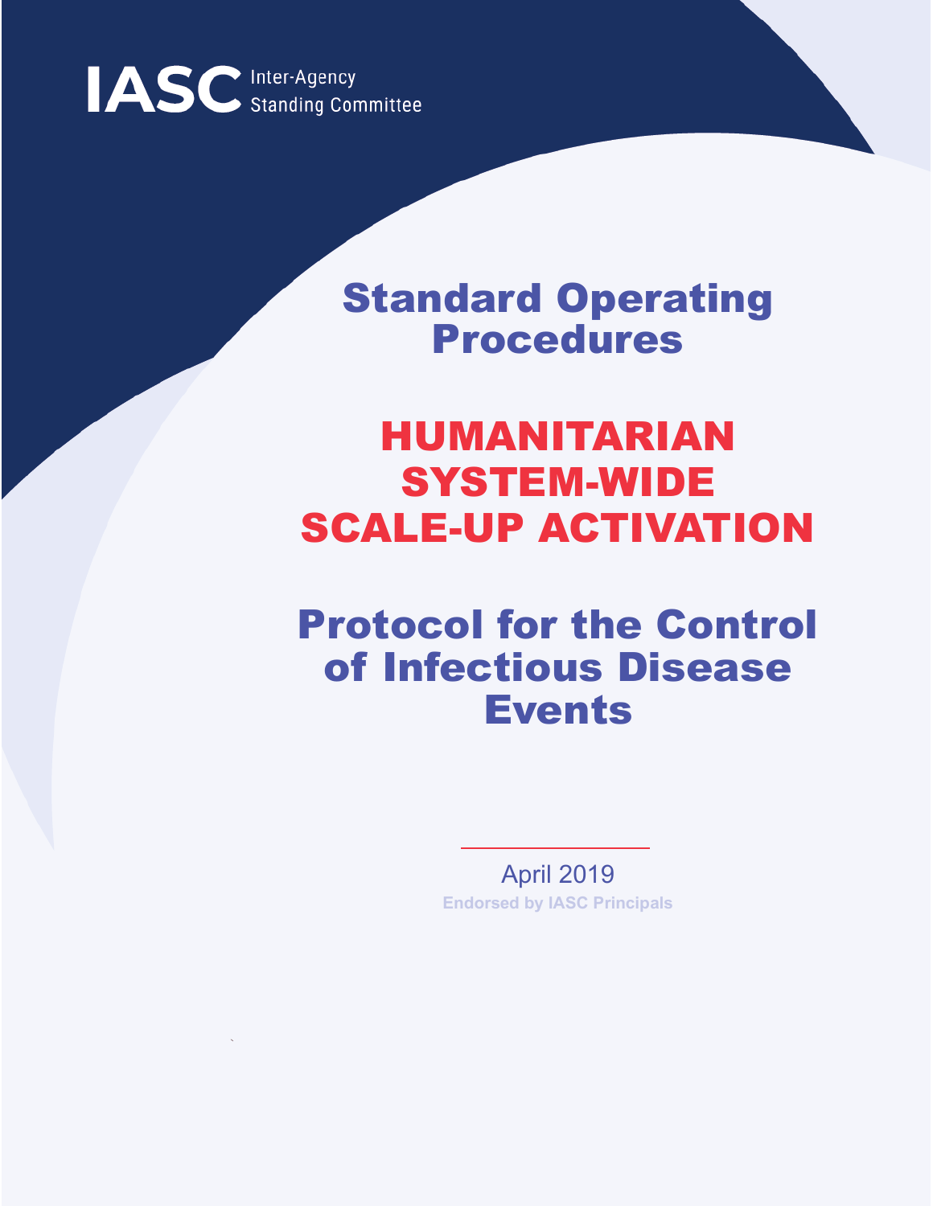IASC Inter-Agency Standing Committee

# Standard Operating Procedures

# HUMANITARIAN SYSTEM-WIDE SCALE-UP ACTIVATION

# Protocol for the Control of Infectious Disease Events

April 2019

Endorsed by IASC Principals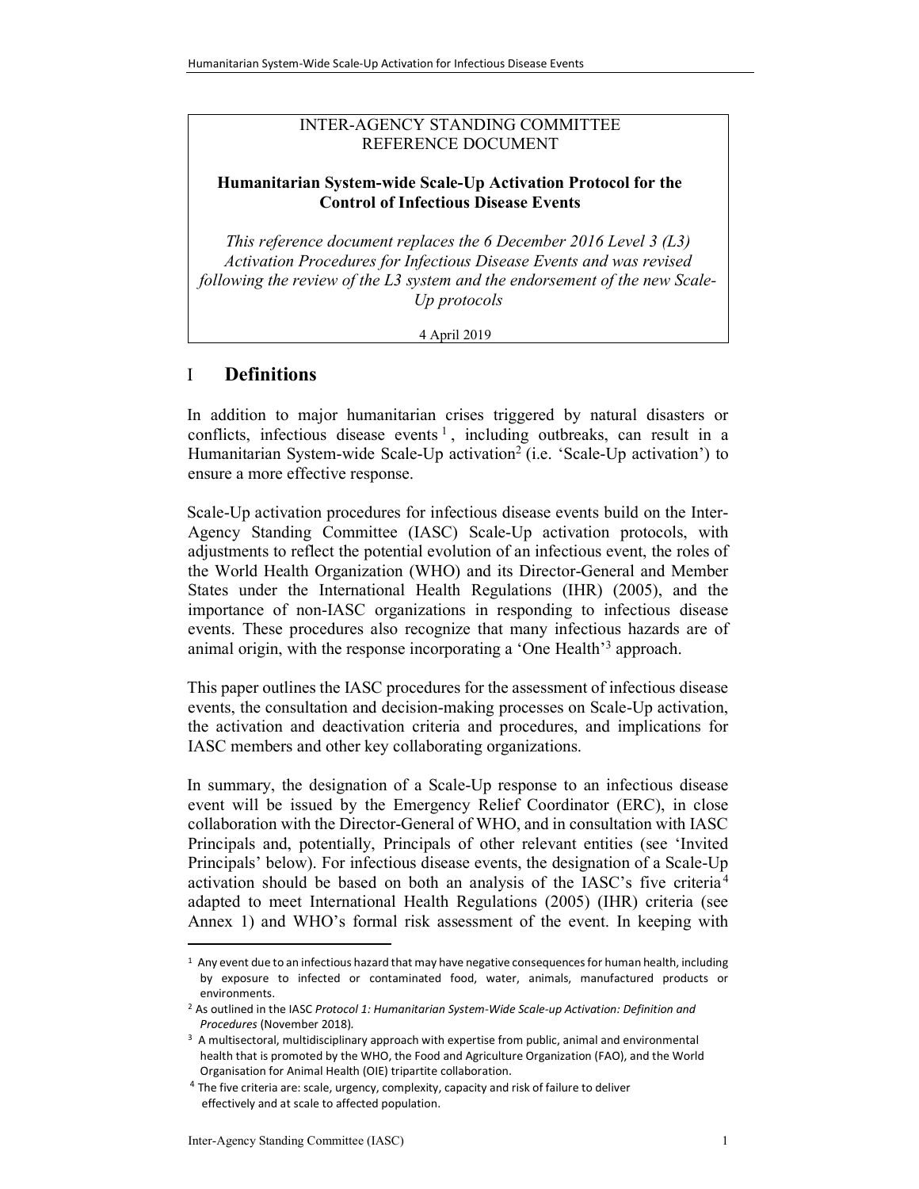INTER-AGENCY STANDING COMMITTEE
REFERENCE DOCUMENT

**Humanitarian System-wide Scale-Up Activation Protocol for the Control of Infectious Disease Events**

*This reference document replaces the 6 December 2016 Level 3 (L3) Activation Procedures for Infectious Disease Events and was revised following the review of the L3 system and the endorsement of the new Scale-Up protocols*

4 April 2019

# I Definitions

In addition to major humanitarian crises triggered by natural disasters or conflicts, infectious disease events[1], including outbreaks, can result in a Humanitarian System-wide Scale-Up activation[2] (i.e. 'Scale-Up activation') to ensure a more effective response.

Scale-Up activation procedures for infectious disease events build on the Inter-Agency Standing Committee (IASC) Scale-Up activation protocols, with adjustments to reflect the potential evolution of an infectious event, the roles of the World Health Organization (WHO) and its Director-General and Member States under the International Health Regulations (IHR) (2005), and the importance of non-IASC organizations in responding to infectious disease events. These procedures also recognize that many infectious hazards are of animal origin, with the response incorporating a 'One Health'[3] approach.

This paper outlines the IASC procedures for the assessment of infectious disease events, the consultation and decision-making processes on Scale-Up activation, the activation and deactivation criteria and procedures, and implications for IASC members and other key collaborating organizations.

In summary, the designation of a Scale-Up response to an infectious disease event will be issued by the Emergency Relief Coordinator (ERC), in close collaboration with the Director-General of WHO, and in consultation with IASC Principals and, potentially, Principals of other relevant entities (see 'Invited Principals' below). For infectious disease events, the designation of a Scale-Up activation should be based on both an analysis of the IASC's five criteria[4] adapted to meet International Health Regulations (2005) (IHR) criteria (see Annex 1) and WHO's formal risk assessment of the event. In keeping with

---

[1] Any event due to an infectious hazard that may have negative consequences for human health, including by exposure to infected or contaminated food, water, animals, manufactured products or environments.

[2] As outlined in the IASC *Protocol 1: Humanitarian System-Wide Scale-up Activation: Definition and Procedures* (November 2018).

[3] A multisectoral, multidisciplinary approach with expertise from public, animal and environmental health that is promoted by the WHO, the Food and Agriculture Organization (FAO), and the World Organisation for Animal Health (OIE) tripartite collaboration.

[4] The five criteria are: scale, urgency, complexity, capacity and risk of failure to deliver effectively and at scale to affected population.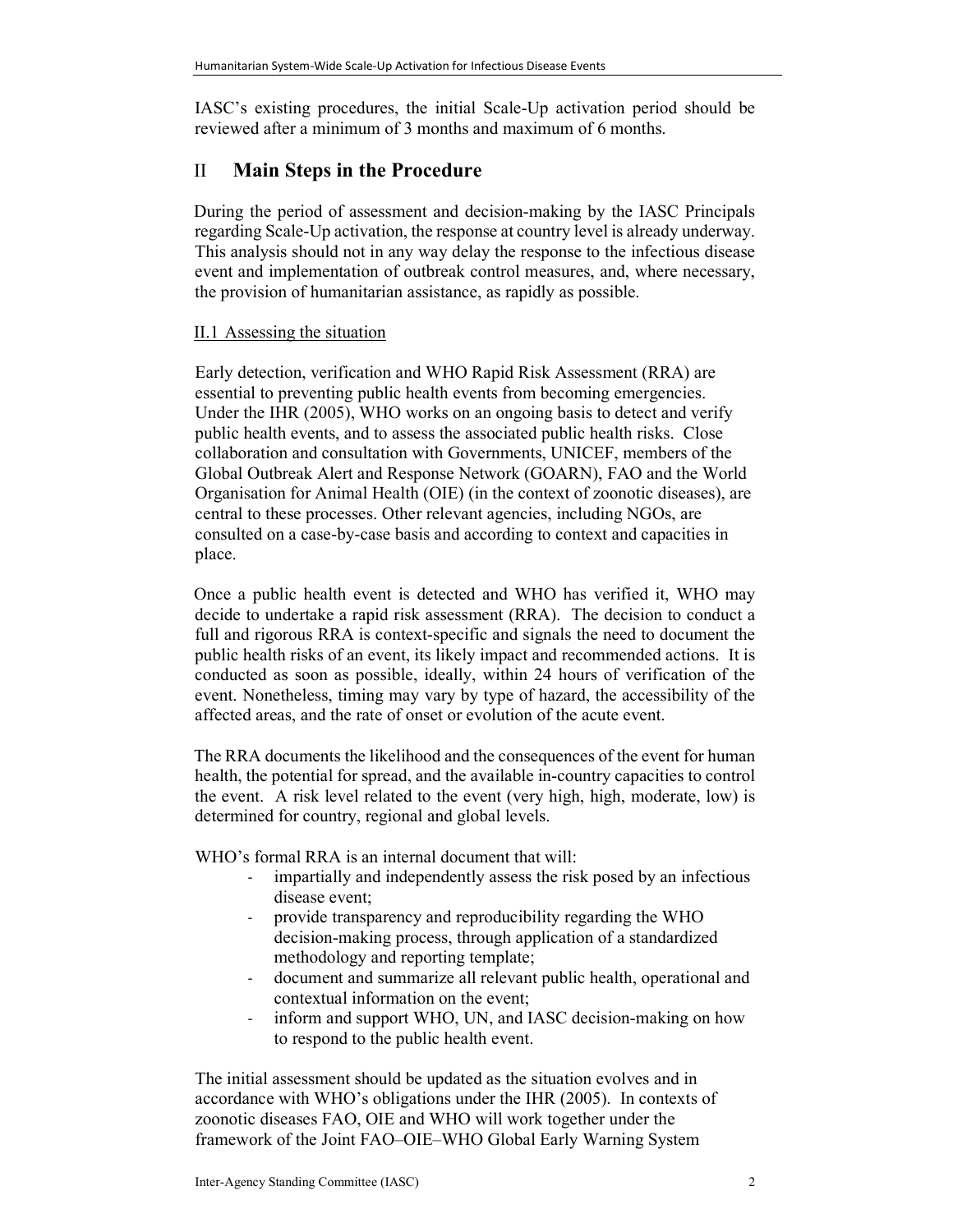IASC's existing procedures, the initial Scale-Up activation period should be reviewed after a minimum of 3 months and maximum of 6 months.

## II Main Steps in the Procedure

During the period of assessment and decision-making by the IASC Principals regarding Scale-Up activation, the response at country level is already underway. This analysis should not in any way delay the response to the infectious disease event and implementation of outbreak control measures, and, where necessary, the provision of humanitarian assistance, as rapidly as possible.

### II.1 Assessing the situation

Early detection, verification and WHO Rapid Risk Assessment (RRA) are essential to preventing public health events from becoming emergencies. Under the IHR (2005), WHO works on an ongoing basis to detect and verify public health events, and to assess the associated public health risks. Close collaboration and consultation with Governments, UNICEF, members of the Global Outbreak Alert and Response Network (GOARN), FAO and the World Organisation for Animal Health (OIE) (in the context of zoonotic diseases), are central to these processes. Other relevant agencies, including NGOs, are consulted on a case-by-case basis and according to context and capacities in place.

Once a public health event is detected and WHO has verified it, WHO may decide to undertake a rapid risk assessment (RRA). The decision to conduct a full and rigorous RRA is context-specific and signals the need to document the public health risks of an event, its likely impact and recommended actions. It is conducted as soon as possible, ideally, within 24 hours of verification of the event. Nonetheless, timing may vary by type of hazard, the accessibility of the affected areas, and the rate of onset or evolution of the acute event.

The RRA documents the likelihood and the consequences of the event for human health, the potential for spread, and the available in-country capacities to control the event. A risk level related to the event (very high, high, moderate, low) is determined for country, regional and global levels.

WHO's formal RRA is an internal document that will:

- impartially and independently assess the risk posed by an infectious disease event;
- provide transparency and reproducibility regarding the WHO decision-making process, through application of a standardized methodology and reporting template;
- document and summarize all relevant public health, operational and contextual information on the event;
- inform and support WHO, UN, and IASC decision-making on how to respond to the public health event.

The initial assessment should be updated as the situation evolves and in accordance with WHO's obligations under the IHR (2005). In contexts of zoonotic diseases FAO, OIE and WHO will work together under the framework of the Joint FAO–OIE–WHO Global Early Warning System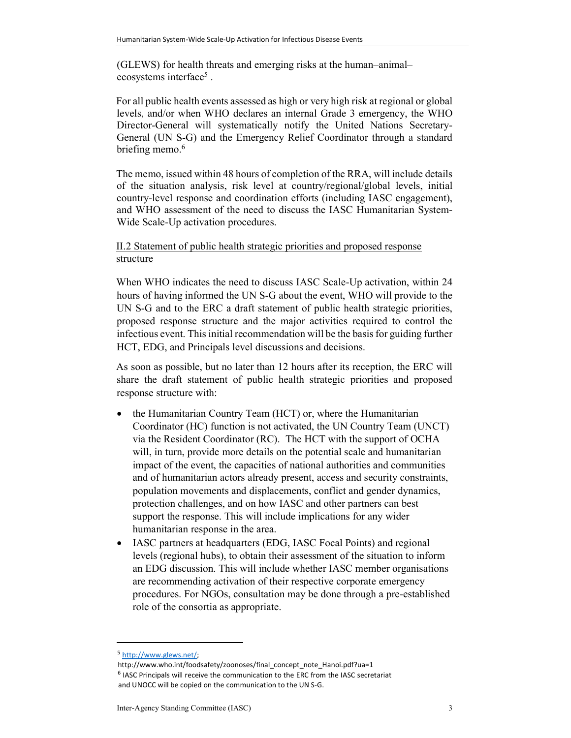(GLEWS) for health threats and emerging risks at the human–animal–ecosystems interface[5] .

For all public health events assessed as high or very high risk at regional or global levels, and/or when WHO declares an internal Grade 3 emergency, the WHO Director-General will systematically notify the United Nations Secretary-General (UN S-G) and the Emergency Relief Coordinator through a standard briefing memo.[6]

The memo, issued within 48 hours of completion of the RRA, will include details of the situation analysis, risk level at country/regional/global levels, initial country-level response and coordination efforts (including IASC engagement), and WHO assessment of the need to discuss the IASC Humanitarian System-Wide Scale-Up activation procedures.

### II.2 Statement of public health strategic priorities and proposed response structure

When WHO indicates the need to discuss IASC Scale-Up activation, within 24 hours of having informed the UN S-G about the event, WHO will provide to the UN S-G and to the ERC a draft statement of public health strategic priorities, proposed response structure and the major activities required to control the infectious event. This initial recommendation will be the basis for guiding further HCT, EDG, and Principals level discussions and decisions.

As soon as possible, but no later than 12 hours after its reception, the ERC will share the draft statement of public health strategic priorities and proposed response structure with:

- the Humanitarian Country Team (HCT) or, where the Humanitarian Coordinator (HC) function is not activated, the UN Country Team (UNCT) via the Resident Coordinator (RC). The HCT with the support of OCHA will, in turn, provide more details on the potential scale and humanitarian impact of the event, the capacities of national authorities and communities and of humanitarian actors already present, access and security constraints, population movements and displacements, conflict and gender dynamics, protection challenges, and on how IASC and other partners can best support the response. This will include implications for any wider humanitarian response in the area.
- IASC partners at headquarters (EDG, IASC Focal Points) and regional levels (regional hubs), to obtain their assessment of the situation to inform an EDG discussion. This will include whether IASC member organisations are recommending activation of their respective corporate emergency procedures. For NGOs, consultation may be done through a pre-established role of the consortia as appropriate.

---

[5] http://www.glews.net/; http://www.who.int/foodsafety/zoonoses/final_concept_note_Hanoi.pdf?ua=1

[6] IASC Principals will receive the communication to the ERC from the IASC secretariat and UNOCC will be copied on the communication to the UN S-G.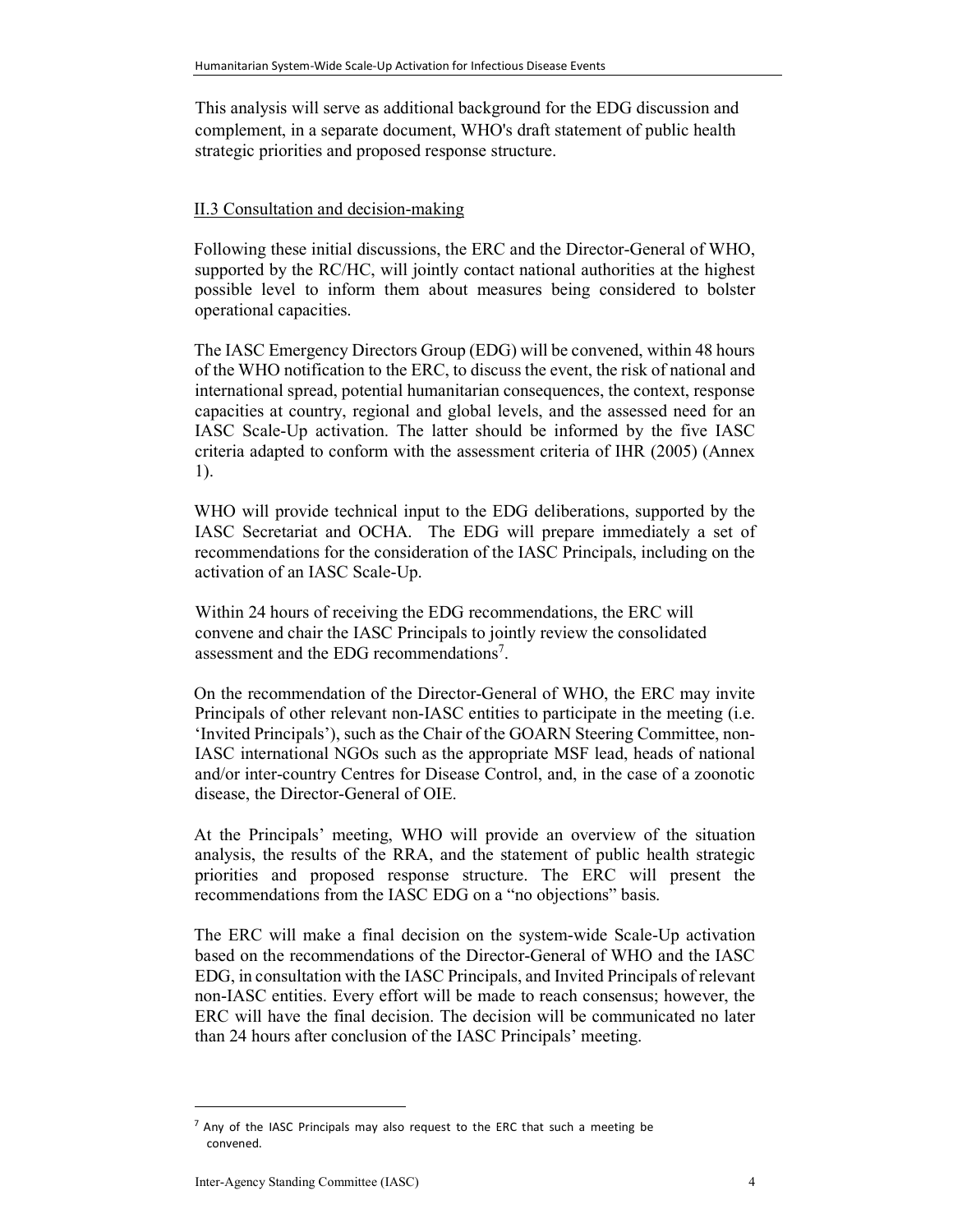This analysis will serve as additional background for the EDG discussion and complement, in a separate document, WHO's draft statement of public health strategic priorities and proposed response structure.

### II.3 Consultation and decision-making

Following these initial discussions, the ERC and the Director-General of WHO, supported by the RC/HC, will jointly contact national authorities at the highest possible level to inform them about measures being considered to bolster operational capacities.

The IASC Emergency Directors Group (EDG) will be convened, within 48 hours of the WHO notification to the ERC, to discuss the event, the risk of national and international spread, potential humanitarian consequences, the context, response capacities at country, regional and global levels, and the assessed need for an IASC Scale-Up activation. The latter should be informed by the five IASC criteria adapted to conform with the assessment criteria of IHR (2005) (Annex 1).

WHO will provide technical input to the EDG deliberations, supported by the IASC Secretariat and OCHA. The EDG will prepare immediately a set of recommendations for the consideration of the IASC Principals, including on the activation of an IASC Scale-Up.

Within 24 hours of receiving the EDG recommendations, the ERC will convene and chair the IASC Principals to jointly review the consolidated assessment and the EDG recommendations[7].

On the recommendation of the Director-General of WHO, the ERC may invite Principals of other relevant non-IASC entities to participate in the meeting (i.e. 'Invited Principals'), such as the Chair of the GOARN Steering Committee, non-IASC international NGOs such as the appropriate MSF lead, heads of national and/or inter-country Centres for Disease Control, and, in the case of a zoonotic disease, the Director-General of OIE.

At the Principals' meeting, WHO will provide an overview of the situation analysis, the results of the RRA, and the statement of public health strategic priorities and proposed response structure. The ERC will present the recommendations from the IASC EDG on a "no objections" basis.

The ERC will make a final decision on the system-wide Scale-Up activation based on the recommendations of the Director-General of WHO and the IASC EDG, in consultation with the IASC Principals, and Invited Principals of relevant non-IASC entities. Every effort will be made to reach consensus; however, the ERC will have the final decision. The decision will be communicated no later than 24 hours after conclusion of the IASC Principals' meeting.

---

[7] Any of the IASC Principals may also request to the ERC that such a meeting be convened.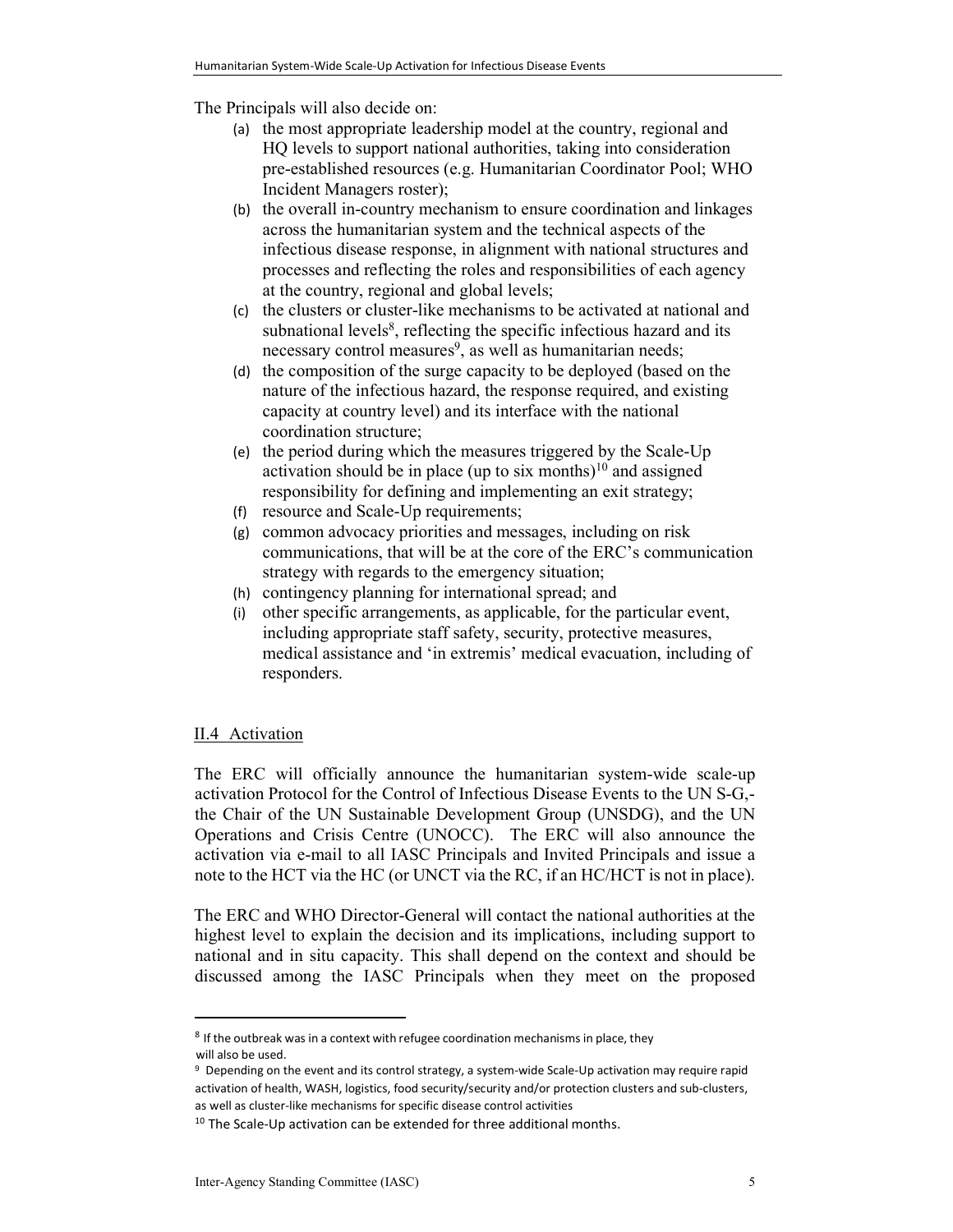The Principals will also decide on:

(a) the most appropriate leadership model at the country, regional and HQ levels to support national authorities, taking into consideration pre-established resources (e.g. Humanitarian Coordinator Pool; WHO Incident Managers roster);
(b) the overall in-country mechanism to ensure coordination and linkages across the humanitarian system and the technical aspects of the infectious disease response, in alignment with national structures and processes and reflecting the roles and responsibilities of each agency at the country, regional and global levels;
(c) the clusters or cluster-like mechanisms to be activated at national and subnational levels[8], reflecting the specific infectious hazard and its necessary control measures[9], as well as humanitarian needs;
(d) the composition of the surge capacity to be deployed (based on the nature of the infectious hazard, the response required, and existing capacity at country level) and its interface with the national coordination structure;
(e) the period during which the measures triggered by the Scale-Up activation should be in place (up to six months)[10] and assigned responsibility for defining and implementing an exit strategy;
(f) resource and Scale-Up requirements;
(g) common advocacy priorities and messages, including on risk communications, that will be at the core of the ERC's communication strategy with regards to the emergency situation;
(h) contingency planning for international spread; and
(i) other specific arrangements, as applicable, for the particular event, including appropriate staff safety, security, protective measures, medical assistance and 'in extremis' medical evacuation, including of responders.

## II.4 Activation

The ERC will officially announce the humanitarian system-wide scale-up activation Protocol for the Control of Infectious Disease Events to the UN S-G,- the Chair of the UN Sustainable Development Group (UNSDG), and the UN Operations and Crisis Centre (UNOCC). The ERC will also announce the activation via e-mail to all IASC Principals and Invited Principals and issue a note to the HCT via the HC (or UNCT via the RC, if an HC/HCT is not in place).

The ERC and WHO Director-General will contact the national authorities at the highest level to explain the decision and its implications, including support to national and in situ capacity. This shall depend on the context and should be discussed among the IASC Principals when they meet on the proposed

---

[8] If the outbreak was in a context with refugee coordination mechanisms in place, they will also be used.

[9] Depending on the event and its control strategy, a system-wide Scale-Up activation may require rapid activation of health, WASH, logistics, food security/security and/or protection clusters and sub-clusters, as well as cluster-like mechanisms for specific disease control activities

[10] The Scale-Up activation can be extended for three additional months.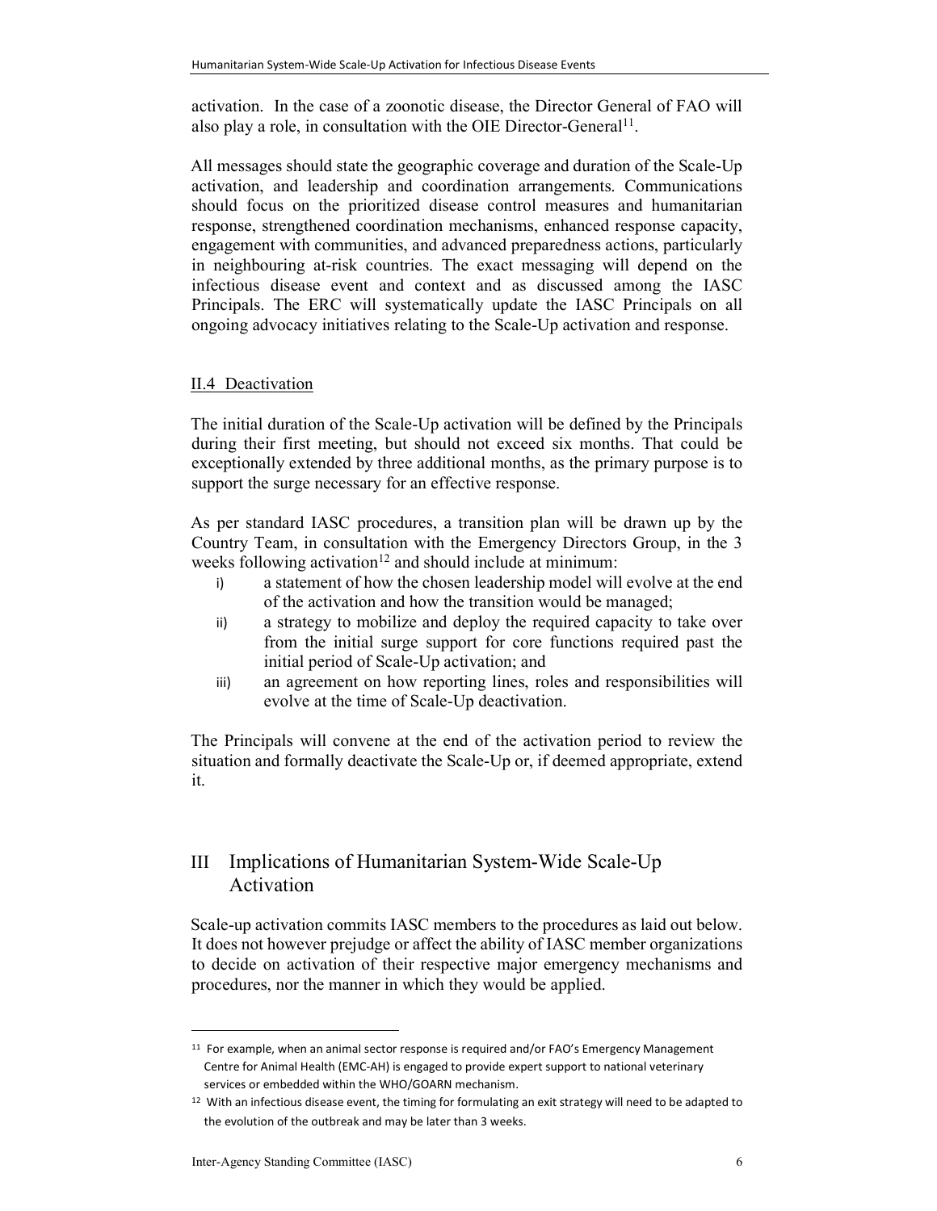activation. In the case of a zoonotic disease, the Director General of FAO will also play a role, in consultation with the OIE Director-General[11].

All messages should state the geographic coverage and duration of the Scale-Up activation, and leadership and coordination arrangements. Communications should focus on the prioritized disease control measures and humanitarian response, strengthened coordination mechanisms, enhanced response capacity, engagement with communities, and advanced preparedness actions, particularly in neighbouring at-risk countries. The exact messaging will depend on the infectious disease event and context and as discussed among the IASC Principals. The ERC will systematically update the IASC Principals on all ongoing advocacy initiatives relating to the Scale-Up activation and response.

### II.4 Deactivation

The initial duration of the Scale-Up activation will be defined by the Principals during their first meeting, but should not exceed six months. That could be exceptionally extended by three additional months, as the primary purpose is to support the surge necessary for an effective response.

As per standard IASC procedures, a transition plan will be drawn up by the Country Team, in consultation with the Emergency Directors Group, in the 3 weeks following activation[12] and should include at minimum:

i) a statement of how the chosen leadership model will evolve at the end of the activation and how the transition would be managed;
ii) a strategy to mobilize and deploy the required capacity to take over from the initial surge support for core functions required past the initial period of Scale-Up activation; and
iii) an agreement on how reporting lines, roles and responsibilities will evolve at the time of Scale-Up deactivation.

The Principals will convene at the end of the activation period to review the situation and formally deactivate the Scale-Up or, if deemed appropriate, extend it.

## III Implications of Humanitarian System-Wide Scale-Up Activation

Scale-up activation commits IASC members to the procedures as laid out below. It does not however prejudge or affect the ability of IASC member organizations to decide on activation of their respective major emergency mechanisms and procedures, nor the manner in which they would be applied.

---

[11] For example, when an animal sector response is required and/or FAO's Emergency Management Centre for Animal Health (EMC-AH) is engaged to provide expert support to national veterinary services or embedded within the WHO/GOARN mechanism.

[12] With an infectious disease event, the timing for formulating an exit strategy will need to be adapted to the evolution of the outbreak and may be later than 3 weeks.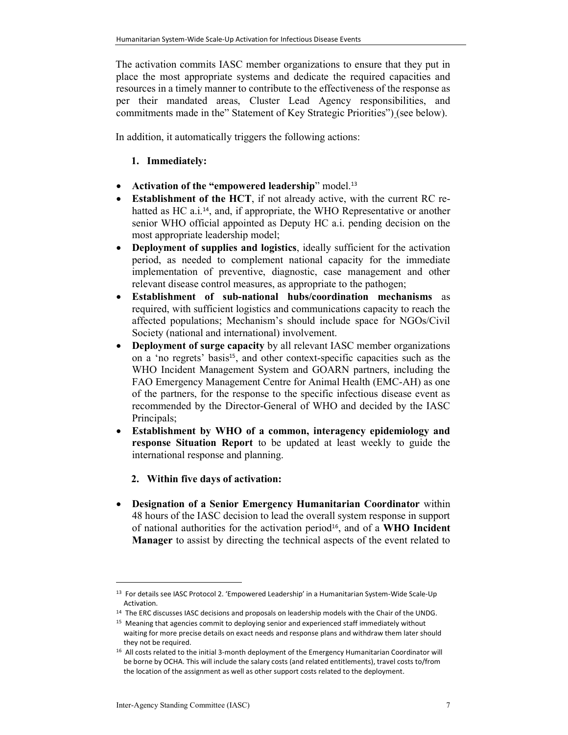The activation commits IASC member organizations to ensure that they put in place the most appropriate systems and dedicate the required capacities and resources in a timely manner to contribute to the effectiveness of the response as per their mandated areas, Cluster Lead Agency responsibilities, and commitments made in the" Statement of Key Strategic Priorities") (see below).

In addition, it automatically triggers the following actions:

1. **Immediately:**

- **Activation of the "empowered leadership**" model.[13]
- **Establishment of the HCT**, if not already active, with the current RC re-hatted as HC a.i.[14], and, if appropriate, the WHO Representative or another senior WHO official appointed as Deputy HC a.i. pending decision on the most appropriate leadership model;
- **Deployment of supplies and logistics**, ideally sufficient for the activation period, as needed to complement national capacity for the immediate implementation of preventive, diagnostic, case management and other relevant disease control measures, as appropriate to the pathogen;
- **Establishment of sub-national hubs/coordination mechanisms** as required, with sufficient logistics and communications capacity to reach the affected populations; Mechanism's should include space for NGOs/Civil Society (national and international) involvement.
- **Deployment of surge capacity** by all relevant IASC member organizations on a 'no regrets' basis[15], and other context-specific capacities such as the WHO Incident Management System and GOARN partners, including the FAO Emergency Management Centre for Animal Health (EMC-AH) as one of the partners, for the response to the specific infectious disease event as recommended by the Director-General of WHO and decided by the IASC Principals;
- **Establishment by WHO of a common, interagency epidemiology and response Situation Report** to be updated at least weekly to guide the international response and planning.

2. **Within five days of activation:**

- **Designation of a Senior Emergency Humanitarian Coordinator** within 48 hours of the IASC decision to lead the overall system response in support of national authorities for the activation period[16], and of a **WHO Incident Manager** to assist by directing the technical aspects of the event related to

---

[13] For details see IASC Protocol 2. 'Empowered Leadership' in a Humanitarian System-Wide Scale-Up Activation.

[14] The ERC discusses IASC decisions and proposals on leadership models with the Chair of the UNDG.

[15] Meaning that agencies commit to deploying senior and experienced staff immediately without waiting for more precise details on exact needs and response plans and withdraw them later should they not be required.

[16] All costs related to the initial 3-month deployment of the Emergency Humanitarian Coordinator will be borne by OCHA. This will include the salary costs (and related entitlements), travel costs to/from the location of the assignment as well as other support costs related to the deployment.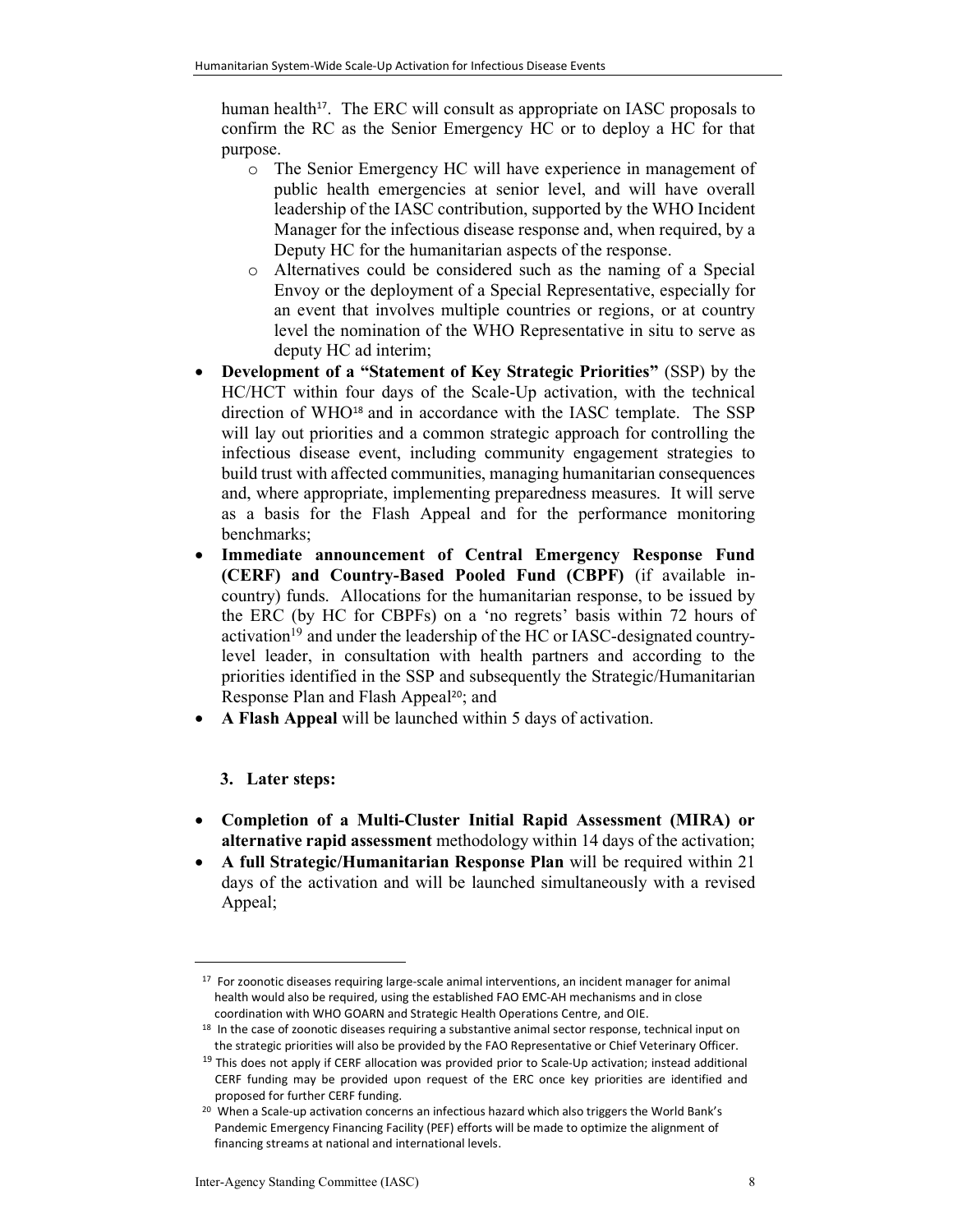human health[17]. The ERC will consult as appropriate on IASC proposals to confirm the RC as the Senior Emergency HC or to deploy a HC for that purpose.

  - The Senior Emergency HC will have experience in management of public health emergencies at senior level, and will have overall leadership of the IASC contribution, supported by the WHO Incident Manager for the infectious disease response and, when required, by a Deputy HC for the humanitarian aspects of the response.
  - Alternatives could be considered such as the naming of a Special Envoy or the deployment of a Special Representative, especially for an event that involves multiple countries or regions, or at country level the nomination of the WHO Representative in situ to serve as deputy HC ad interim;

- **Development of a "Statement of Key Strategic Priorities"** (SSP) by the HC/HCT within four days of the Scale-Up activation, with the technical direction of WHO[18] and in accordance with the IASC template. The SSP will lay out priorities and a common strategic approach for controlling the infectious disease event, including community engagement strategies to build trust with affected communities, managing humanitarian consequences and, where appropriate, implementing preparedness measures. It will serve as a basis for the Flash Appeal and for the performance monitoring benchmarks;
- **Immediate announcement of Central Emergency Response Fund (CERF) and Country-Based Pooled Fund (CBPF)** (if available in-country) funds. Allocations for the humanitarian response, to be issued by the ERC (by HC for CBPFs) on a 'no regrets' basis within 72 hours of activation[19] and under the leadership of the HC or IASC-designated country-level leader, in consultation with health partners and according to the priorities identified in the SSP and subsequently the Strategic/Humanitarian Response Plan and Flash Appeal[20]; and
- **A Flash Appeal** will be launched within 5 days of activation.

### 3. Later steps:

- **Completion of a Multi-Cluster Initial Rapid Assessment (MIRA) or alternative rapid assessment** methodology within 14 days of the activation;
- **A full Strategic/Humanitarian Response Plan** will be required within 21 days of the activation and will be launched simultaneously with a revised Appeal;

---

[17] For zoonotic diseases requiring large-scale animal interventions, an incident manager for animal health would also be required, using the established FAO EMC-AH mechanisms and in close coordination with WHO GOARN and Strategic Health Operations Centre, and OIE.

[18] In the case of zoonotic diseases requiring a substantive animal sector response, technical input on the strategic priorities will also be provided by the FAO Representative or Chief Veterinary Officer.

[19] This does not apply if CERF allocation was provided prior to Scale-Up activation; instead additional CERF funding may be provided upon request of the ERC once key priorities are identified and proposed for further CERF funding.

[20] When a Scale-up activation concerns an infectious hazard which also triggers the World Bank's Pandemic Emergency Financing Facility (PEF) efforts will be made to optimize the alignment of financing streams at national and international levels.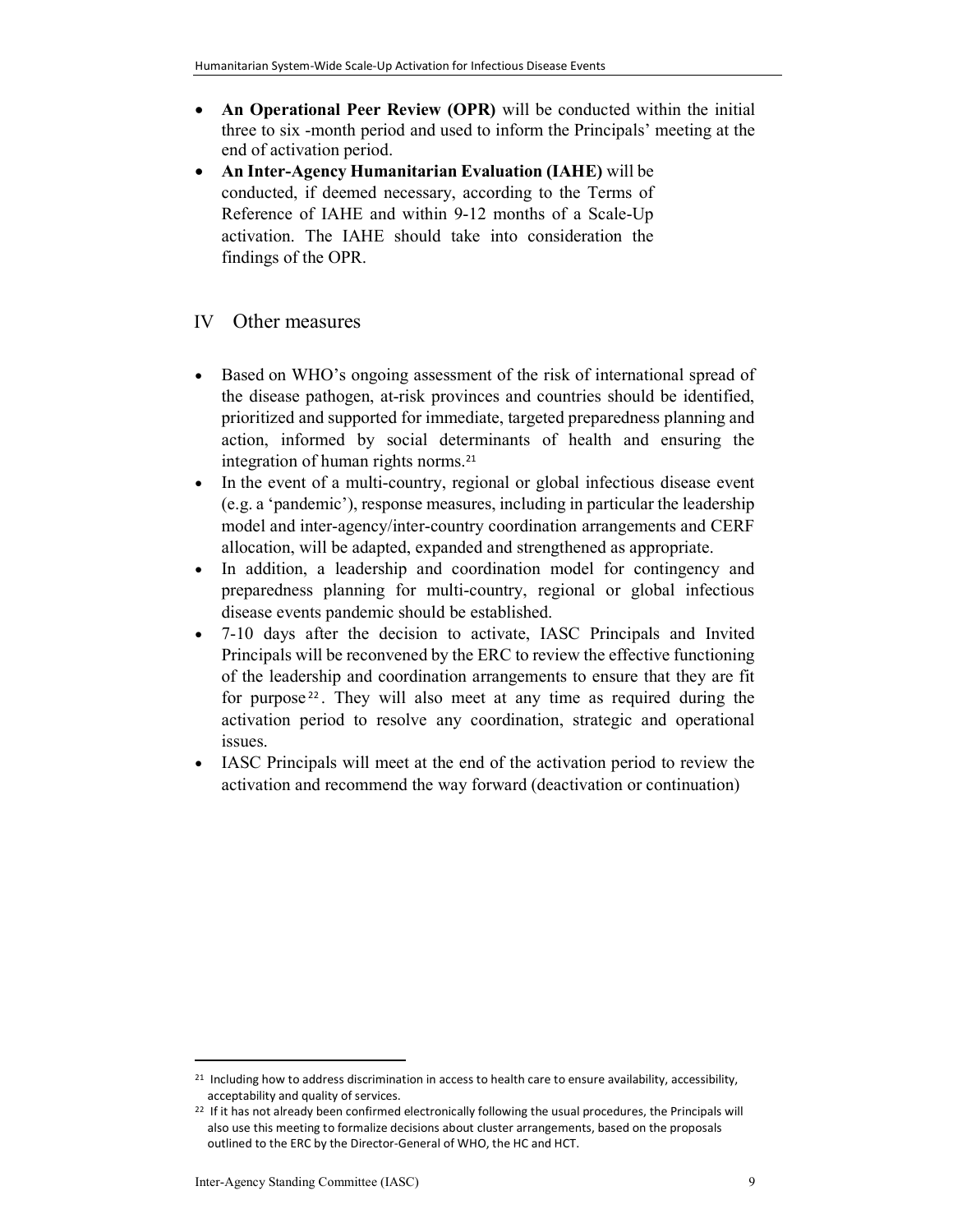- **An Operational Peer Review (OPR)** will be conducted within the initial three to six -month period and used to inform the Principals' meeting at the end of activation period.
- **An Inter-Agency Humanitarian Evaluation (IAHE)** will be conducted, if deemed necessary, according to the Terms of Reference of IAHE and within 9-12 months of a Scale-Up activation. The IAHE should take into consideration the findings of the OPR.

## IV Other measures

- Based on WHO's ongoing assessment of the risk of international spread of the disease pathogen, at-risk provinces and countries should be identified, prioritized and supported for immediate, targeted preparedness planning and action, informed by social determinants of health and ensuring the integration of human rights norms.[21]
- In the event of a multi-country, regional or global infectious disease event (e.g. a 'pandemic'), response measures, including in particular the leadership model and inter-agency/inter-country coordination arrangements and CERF allocation, will be adapted, expanded and strengthened as appropriate.
- In addition, a leadership and coordination model for contingency and preparedness planning for multi-country, regional or global infectious disease events pandemic should be established.
- 7-10 days after the decision to activate, IASC Principals and Invited Principals will be reconvened by the ERC to review the effective functioning of the leadership and coordination arrangements to ensure that they are fit for purpose[22]. They will also meet at any time as required during the activation period to resolve any coordination, strategic and operational issues.
- IASC Principals will meet at the end of the activation period to review the activation and recommend the way forward (deactivation or continuation)

---

[21] Including how to address discrimination in access to health care to ensure availability, accessibility, acceptability and quality of services.

[22] If it has not already been confirmed electronically following the usual procedures, the Principals will also use this meeting to formalize decisions about cluster arrangements, based on the proposals outlined to the ERC by the Director-General of WHO, the HC and HCT.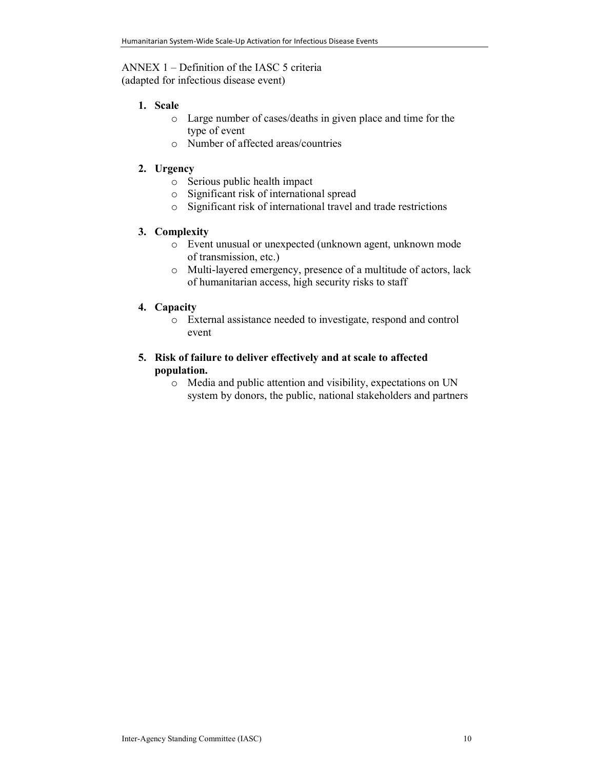ANNEX 1 – Definition of the IASC 5 criteria
(adapted for infectious disease event)

1. **Scale**
    - Large number of cases/deaths in given place and time for the type of event
    - Number of affected areas/countries

2. **Urgency**
    - Serious public health impact
    - Significant risk of international spread
    - Significant risk of international travel and trade restrictions

3. **Complexity**
    - Event unusual or unexpected (unknown agent, unknown mode of transmission, etc.)
    - Multi-layered emergency, presence of a multitude of actors, lack of humanitarian access, high security risks to staff

4. **Capacity**
    - External assistance needed to investigate, respond and control event

5. **Risk of failure to deliver effectively and at scale to affected population.**
    - Media and public attention and visibility, expectations on UN system by donors, the public, national stakeholders and partners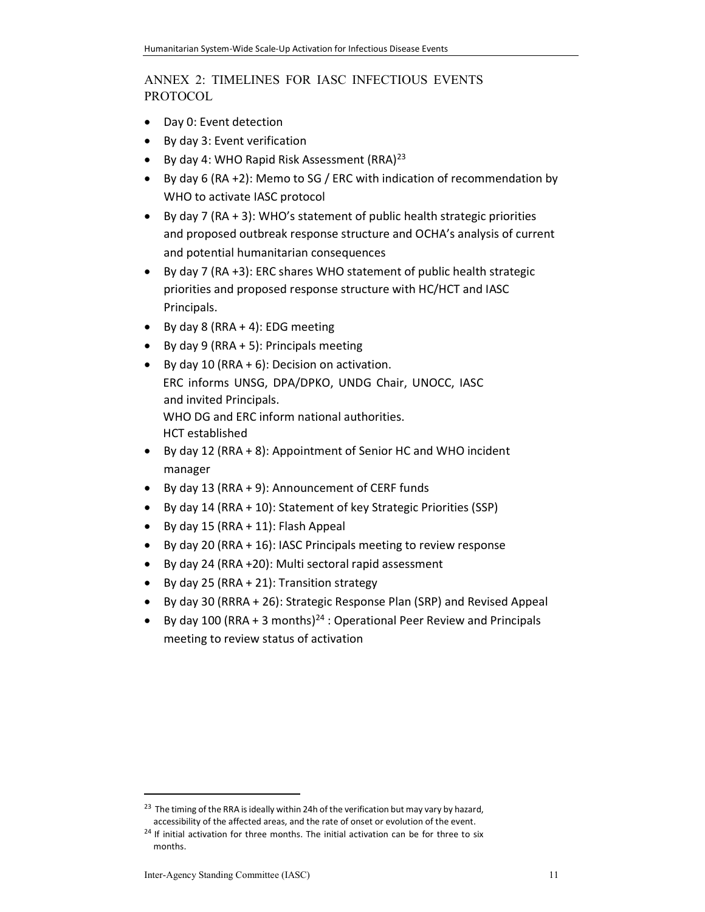## ANNEX 2: TIMELINES FOR IASC INFECTIOUS EVENTS PROTOCOL

- Day 0: Event detection
- By day 3: Event verification
- By day 4: WHO Rapid Risk Assessment (RRA)[23]
- By day 6 (RA +2): Memo to SG / ERC with indication of recommendation by WHO to activate IASC protocol
- By day 7 (RA + 3): WHO's statement of public health strategic priorities and proposed outbreak response structure and OCHA's analysis of current and potential humanitarian consequences
- By day 7 (RA +3): ERC shares WHO statement of public health strategic priorities and proposed response structure with HC/HCT and IASC Principals.
- By day 8 (RRA + 4): EDG meeting
- By day 9 (RRA + 5): Principals meeting
- By day 10 (RRA + 6): Decision on activation.
  ERC informs UNSG, DPA/DPKO, UNDG Chair, UNOCC, IASC and invited Principals.
  WHO DG and ERC inform national authorities.
  HCT established
- By day 12 (RRA + 8): Appointment of Senior HC and WHO incident manager
- By day 13 (RRA + 9): Announcement of CERF funds
- By day 14 (RRA + 10): Statement of key Strategic Priorities (SSP)
- By day 15 (RRA + 11): Flash Appeal
- By day 20 (RRA + 16): IASC Principals meeting to review response
- By day 24 (RRA +20): Multi sectoral rapid assessment
- By day 25 (RRA + 21): Transition strategy
- By day 30 (RRRA + 26): Strategic Response Plan (SRP) and Revised Appeal
- By day 100 (RRA + 3 months)[24] : Operational Peer Review and Principals meeting to review status of activation

---

[23] The timing of the RRA is ideally within 24h of the verification but may vary by hazard, accessibility of the affected areas, and the rate of onset or evolution of the event.

[24] If initial activation for three months. The initial activation can be for three to six months.